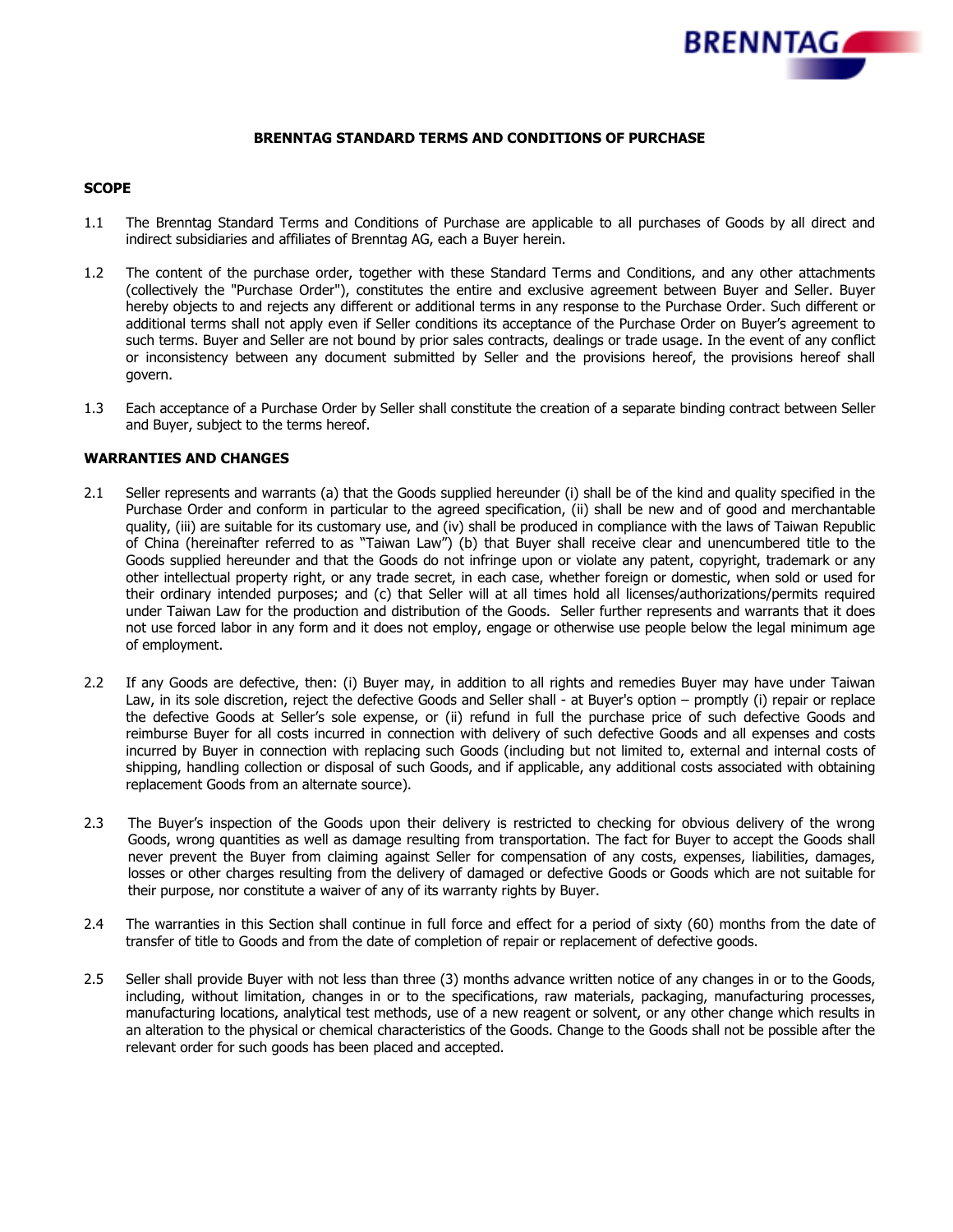# BRENNTAG STANDARD TERMS AND CONDITIONS OF PURCHASE

## SCOPE

1.1 The Brenntag Standard Terms and Conditions of Purchase are applicable to all purchases of Goods by all direct and indirect subsidiaries and affiliates of Brenntag AG, each a Buyer herein.

1.2 The content of the purchase order, together with these Standard Terms and Conditions, and any other attachments (collectively the "Purchase Order"), constitutes the entire and exclusive agreement between Buyer and Seller. Buyer hereby objects to and rejects any different or additional terms in any response to the Purchase Order. Such different or additional terms shall not apply even if Seller conditions its acceptance of the Purchase Order on Buyer's agreement to such terms. Buyer and Seller are not bound by prior sales contracts, dealings or trade usage. In the event of any conflict or inconsistency between any document submitted by Seller and the provisions hereof, the provisions hereof shall govern.

1.3 Each acceptance of a Purchase Order by Seller shall constitute the creation of a separate binding contract between Seller and Buyer, subject to the terms hereof.

## WARRANTIES AND CHANGES

2.1 Seller represents and warrants (a) that the Goods supplied hereunder (i) shall be of the kind and quality specified in the Purchase Order and conform in particular to the agreed specification, (ii) shall be new and of good and merchantable quality, (iii) are suitable for its customary use, and (iv) shall be produced in compliance with the laws of Taiwan Republic of China (hereinafter referred to as "Taiwan Law") (b) that Buyer shall receive clear and unencumbered title to the Goods supplied hereunder and that the Goods do not infringe upon or violate any patent, copyright, trademark or any other intellectual property right, or any trade secret, in each case, whether foreign or domestic, when sold or used for their ordinary intended purposes; and (c) that Seller will at all times hold all licenses/authorizations/permits required under Taiwan Law for the production and distribution of the Goods. Seller further represents and warrants that it does not use forced labor in any form and it does not employ, engage or otherwise use people below the legal minimum age of employment.

2.2 If any Goods are defective, then: (i) Buyer may, in addition to all rights and remedies Buyer may have under Taiwan Law, in its sole discretion, reject the defective Goods and Seller shall - at Buyer's option – promptly (i) repair or replace the defective Goods at Seller's sole expense, or (ii) refund in full the purchase price of such defective Goods and reimburse Buyer for all costs incurred in connection with delivery of such defective Goods and all expenses and costs incurred by Buyer in connection with replacing such Goods (including but not limited to, external and internal costs of shipping, handling collection or disposal of such Goods, and if applicable, any additional costs associated with obtaining replacement Goods from an alternate source).

2.3 The Buyer's inspection of the Goods upon their delivery is restricted to checking for obvious delivery of the wrong Goods, wrong quantities as well as damage resulting from transportation. The fact for Buyer to accept the Goods shall never prevent the Buyer from claiming against Seller for compensation of any costs, expenses, liabilities, damages, losses or other charges resulting from the delivery of damaged or defective Goods or Goods which are not suitable for their purpose, nor constitute a waiver of any of its warranty rights by Buyer.

2.4 The warranties in this Section shall continue in full force and effect for a period of sixty (60) months from the date of transfer of title to Goods and from the date of completion of repair or replacement of defective goods.

2.5 Seller shall provide Buyer with not less than three (3) months advance written notice of any changes in or to the Goods, including, without limitation, changes in or to the specifications, raw materials, packaging, manufacturing processes, manufacturing locations, analytical test methods, use of a new reagent or solvent, or any other change which results in an alteration to the physical or chemical characteristics of the Goods. Change to the Goods shall not be possible after the relevant order for such goods has been placed and accepted.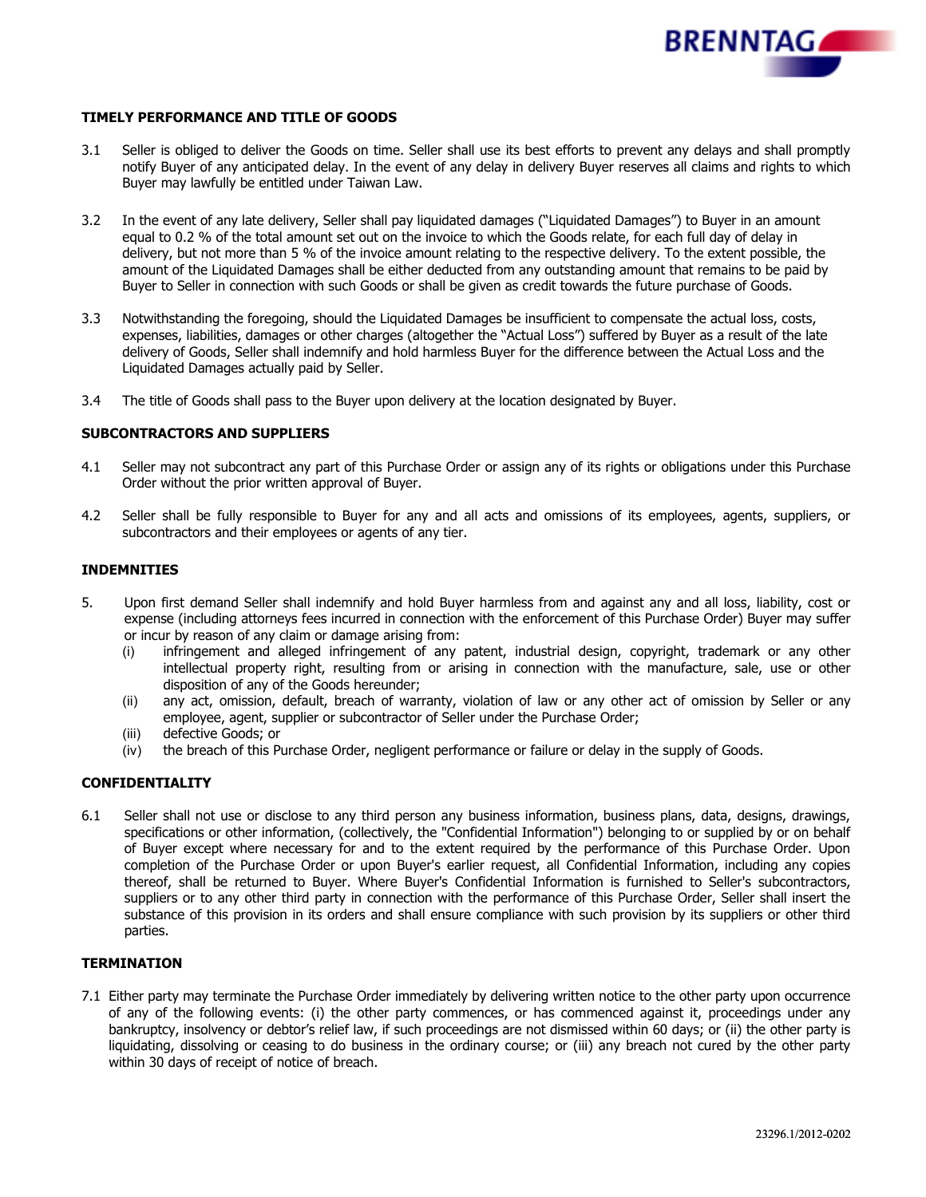## TIMELY PERFORMANCE AND TITLE OF GOODS

3.1 Seller is obliged to deliver the Goods on time. Seller shall use its best efforts to prevent any delays and shall promptly notify Buyer of any anticipated delay. In the event of any delay in delivery Buyer reserves all claims and rights to which Buyer may lawfully be entitled under Taiwan Law.

3.2 In the event of any late delivery, Seller shall pay liquidated damages ("Liquidated Damages") to Buyer in an amount equal to 0.2 % of the total amount set out on the invoice to which the Goods relate, for each full day of delay in delivery, but not more than 5 % of the invoice amount relating to the respective delivery. To the extent possible, the amount of the Liquidated Damages shall be either deducted from any outstanding amount that remains to be paid by Buyer to Seller in connection with such Goods or shall be given as credit towards the future purchase of Goods.

3.3 Notwithstanding the foregoing, should the Liquidated Damages be insufficient to compensate the actual loss, costs, expenses, liabilities, damages or other charges (altogether the "Actual Loss") suffered by Buyer as a result of the late delivery of Goods, Seller shall indemnify and hold harmless Buyer for the difference between the Actual Loss and the Liquidated Damages actually paid by Seller.

3.4 The title of Goods shall pass to the Buyer upon delivery at the location designated by Buyer.

## SUBCONTRACTORS AND SUPPLIERS

4.1 Seller may not subcontract any part of this Purchase Order or assign any of its rights or obligations under this Purchase Order without the prior written approval of Buyer.

4.2 Seller shall be fully responsible to Buyer for any and all acts and omissions of its employees, agents, suppliers, or subcontractors and their employees or agents of any tier.

## INDEMNITIES

5. Upon first demand Seller shall indemnify and hold Buyer harmless from and against any and all loss, liability, cost or expense (including attorneys fees incurred in connection with the enforcement of this Purchase Order) Buyer may suffer or incur by reason of any claim or damage arising from:
   (i) infringement and alleged infringement of any patent, industrial design, copyright, trademark or any other intellectual property right, resulting from or arising in connection with the manufacture, sale, use or other disposition of any of the Goods hereunder;
   (ii) any act, omission, default, breach of warranty, violation of law or any other act of omission by Seller or any employee, agent, supplier or subcontractor of Seller under the Purchase Order;
   (iii) defective Goods; or
   (iv) the breach of this Purchase Order, negligent performance or failure or delay in the supply of Goods.

## CONFIDENTIALITY

6.1 Seller shall not use or disclose to any third person any business information, business plans, data, designs, drawings, specifications or other information, (collectively, the "Confidential Information") belonging to or supplied by or on behalf of Buyer except where necessary for and to the extent required by the performance of this Purchase Order. Upon completion of the Purchase Order or upon Buyer's earlier request, all Confidential Information, including any copies thereof, shall be returned to Buyer. Where Buyer's Confidential Information is furnished to Seller's subcontractors, suppliers or to any other third party in connection with the performance of this Purchase Order, Seller shall insert the substance of this provision in its orders and shall ensure compliance with such provision by its suppliers or other third parties.

## TERMINATION

7.1 Either party may terminate the Purchase Order immediately by delivering written notice to the other party upon occurrence of any of the following events: (i) the other party commences, or has commenced against it, proceedings under any bankruptcy, insolvency or debtor's relief law, if such proceedings are not dismissed within 60 days; or (ii) the other party is liquidating, dissolving or ceasing to do business in the ordinary course; or (iii) any breach not cured by the other party within 30 days of receipt of notice of breach.

23296.1/2012-0202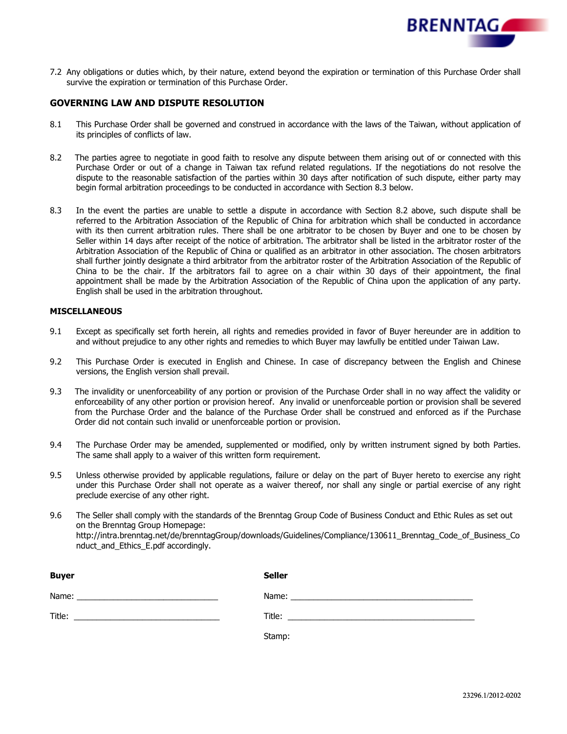7.2 Any obligations or duties which, by their nature, extend beyond the expiration or termination of this Purchase Order shall survive the expiration or termination of this Purchase Order.

## GOVERNING LAW AND DISPUTE RESOLUTION

8.1 This Purchase Order shall be governed and construed in accordance with the laws of the Taiwan, without application of its principles of conflicts of law.

8.2 The parties agree to negotiate in good faith to resolve any dispute between them arising out of or connected with this Purchase Order or out of a change in Taiwan tax refund related regulations. If the negotiations do not resolve the dispute to the reasonable satisfaction of the parties within 30 days after notification of such dispute, either party may begin formal arbitration proceedings to be conducted in accordance with Section 8.3 below.

8.3 In the event the parties are unable to settle a dispute in accordance with Section 8.2 above, such dispute shall be referred to the Arbitration Association of the Republic of China for arbitration which shall be conducted in accordance with its then current arbitration rules. There shall be one arbitrator to be chosen by Buyer and one to be chosen by Seller within 14 days after receipt of the notice of arbitration. The arbitrator shall be listed in the arbitrator roster of the Arbitration Association of the Republic of China or qualified as an arbitrator in other association. The chosen arbitrators shall further jointly designate a third arbitrator from the arbitrator roster of the Arbitration Association of the Republic of China to be the chair. If the arbitrators fail to agree on a chair within 30 days of their appointment, the final appointment shall be made by the Arbitration Association of the Republic of China upon the application of any party. English shall be used in the arbitration throughout.

## MISCELLANEOUS

9.1 Except as specifically set forth herein, all rights and remedies provided in favor of Buyer hereunder are in addition to and without prejudice to any other rights and remedies to which Buyer may lawfully be entitled under Taiwan Law.

9.2 This Purchase Order is executed in English and Chinese. In case of discrepancy between the English and Chinese versions, the English version shall prevail.

9.3 The invalidity or unenforceability of any portion or provision of the Purchase Order shall in no way affect the validity or enforceability of any other portion or provision hereof. Any invalid or unenforceable portion or provision shall be severed from the Purchase Order and the balance of the Purchase Order shall be construed and enforced as if the Purchase Order did not contain such invalid or unenforceable portion or provision.

9.4 The Purchase Order may be amended, supplemented or modified, only by written instrument signed by both Parties. The same shall apply to a waiver of this written form requirement.

9.5 Unless otherwise provided by applicable regulations, failure or delay on the part of Buyer hereto to exercise any right under this Purchase Order shall not operate as a waiver thereof, nor shall any single or partial exercise of any right preclude exercise of any other right.

9.6 The Seller shall comply with the standards of the Brenntag Group Code of Business Conduct and Ethic Rules as set out on the Brenntag Group Homepage: http://intra.brenntag.net/de/brenntagGroup/downloads/Guidelines/Compliance/130611_Brenntag_Code_of_Business_Conduct_and_Ethics_E.pdf accordingly.

**Buyer**

Name: ______________________________

Title: ______________________________

**Seller**

Name: ______________________________

Title: ______________________________

Stamp:

23296.1/2012-0202